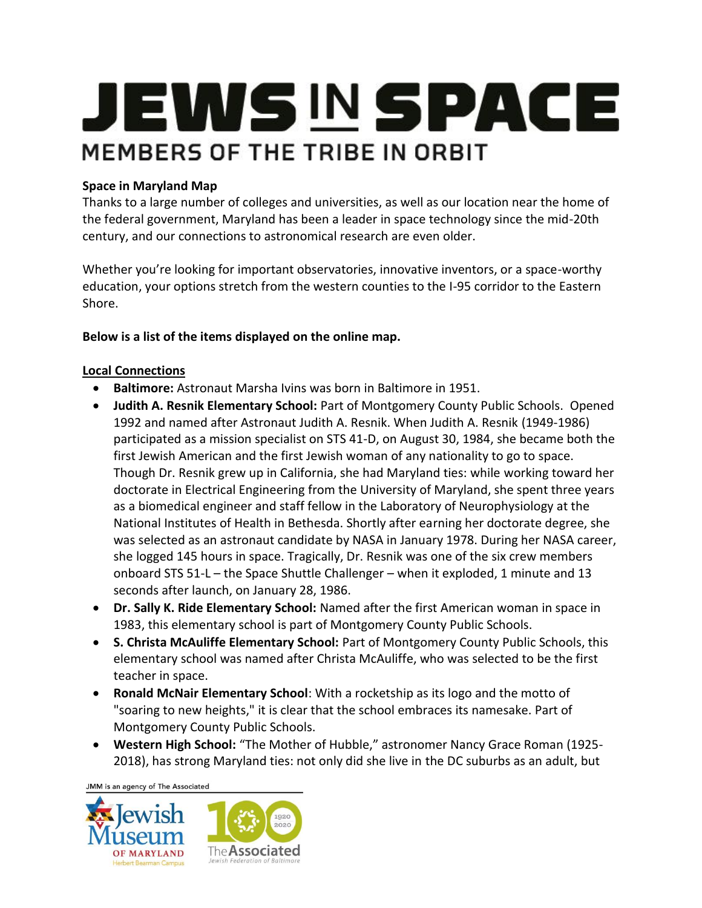# JEWS IN SPACE

## MEMBERS OF THE TRIBE IN ORBIT

**Space in Maryland Map**

Thanks to a large number of colleges and universities, as well as our location near the home of the federal government, Maryland has been a leader in space technology since the mid-20th century, and our connections to astronomical research are even older.

Whether you're looking for important observatories, innovative inventors, or a space-worthy education, your options stretch from the western counties to the I-95 corridor to the Eastern Shore.

**Below is a list of the items displayed on the online map.**

**Local Connections**

- **Baltimore:** Astronaut Marsha Ivins was born in Baltimore in 1951.
- **Judith A. Resnik Elementary School:** Part of Montgomery County Public Schools. Opened 1992 and named after Astronaut Judith A. Resnik. When Judith A. Resnik (1949-1986) participated as a mission specialist on STS 41-D, on August 30, 1984, she became both the first Jewish American and the first Jewish woman of any nationality to go to space. Though Dr. Resnik grew up in California, she had Maryland ties: while working toward her doctorate in Electrical Engineering from the University of Maryland, she spent three years as a biomedical engineer and staff fellow in the Laboratory of Neurophysiology at the National Institutes of Health in Bethesda. Shortly after earning her doctorate degree, she was selected as an astronaut candidate by NASA in January 1978. During her NASA career, she logged 145 hours in space. Tragically, Dr. Resnik was one of the six crew members onboard STS 51-L – the Space Shuttle Challenger – when it exploded, 1 minute and 13 seconds after launch, on January 28, 1986.
- **Dr. Sally K. Ride Elementary School:** Named after the first American woman in space in 1983, this elementary school is part of Montgomery County Public Schools.
- **S. Christa McAuliffe Elementary School:** Part of Montgomery County Public Schools, this elementary school was named after Christa McAuliffe, who was selected to be the first teacher in space.
- **Ronald McNair Elementary School**: With a rocketship as its logo and the motto of "soaring to new heights," it is clear that the school embraces its namesake. Part of Montgomery County Public Schools.
- **Western High School:** "The Mother of Hubble," astronomer Nancy Grace Roman (1925-2018), has strong Maryland ties: not only did she live in the DC suburbs as an adult, but

JMM is an agency of The Associated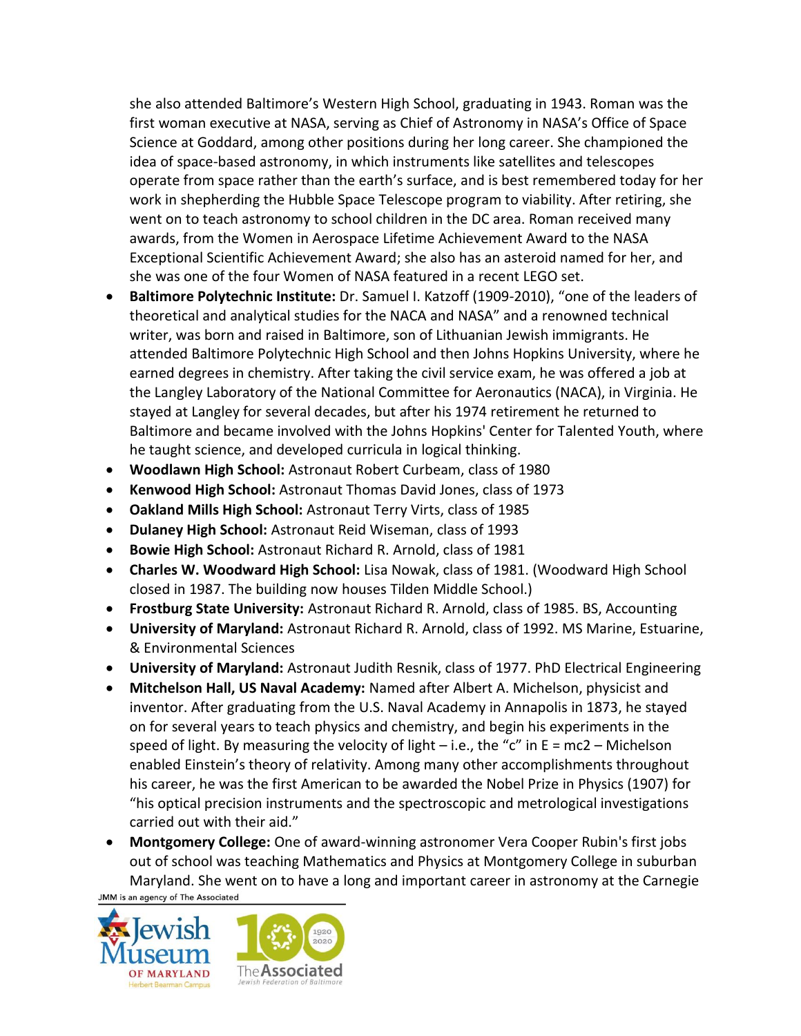she also attended Baltimore's Western High School, graduating in 1943. Roman was the first woman executive at NASA, serving as Chief of Astronomy in NASA's Office of Space Science at Goddard, among other positions during her long career. She championed the idea of space-based astronomy, in which instruments like satellites and telescopes operate from space rather than the earth's surface, and is best remembered today for her work in shepherding the Hubble Space Telescope program to viability. After retiring, she went on to teach astronomy to school children in the DC area. Roman received many awards, from the Women in Aerospace Lifetime Achievement Award to the NASA Exceptional Scientific Achievement Award; she also has an asteroid named for her, and she was one of the four Women of NASA featured in a recent LEGO set.

- **Baltimore Polytechnic Institute:** Dr. Samuel I. Katzoff (1909-2010), "one of the leaders of theoretical and analytical studies for the NACA and NASA" and a renowned technical writer, was born and raised in Baltimore, son of Lithuanian Jewish immigrants. He attended Baltimore Polytechnic High School and then Johns Hopkins University, where he earned degrees in chemistry. After taking the civil service exam, he was offered a job at the Langley Laboratory of the National Committee for Aeronautics (NACA), in Virginia. He stayed at Langley for several decades, but after his 1974 retirement he returned to Baltimore and became involved with the Johns Hopkins' Center for Talented Youth, where he taught science, and developed curricula in logical thinking.
- **Woodlawn High School:** Astronaut Robert Curbeam, class of 1980
- **Kenwood High School:** Astronaut Thomas David Jones, class of 1973
- **Oakland Mills High School:** Astronaut Terry Virts, class of 1985
- **Dulaney High School:** Astronaut Reid Wiseman, class of 1993
- **Bowie High School:** Astronaut Richard R. Arnold, class of 1981
- **Charles W. Woodward High School:** Lisa Nowak, class of 1981. (Woodward High School closed in 1987. The building now houses Tilden Middle School.)
- **Frostburg State University:** Astronaut Richard R. Arnold, class of 1985. BS, Accounting
- **University of Maryland:** Astronaut Richard R. Arnold, class of 1992. MS Marine, Estuarine, & Environmental Sciences
- **University of Maryland:** Astronaut Judith Resnik, class of 1977. PhD Electrical Engineering
- **Mitchelson Hall, US Naval Academy:** Named after Albert A. Michelson, physicist and inventor. After graduating from the U.S. Naval Academy in Annapolis in 1873, he stayed on for several years to teach physics and chemistry, and begin his experiments in the speed of light. By measuring the velocity of light – i.e., the "c" in $E = mc2$ – Michelson enabled Einstein's theory of relativity. Among many other accomplishments throughout his career, he was the first American to be awarded the Nobel Prize in Physics (1907) for "his optical precision instruments and the spectroscopic and metrological investigations carried out with their aid."
- **Montgomery College:** One of award-winning astronomer Vera Cooper Rubin's first jobs out of school was teaching Mathematics and Physics at Montgomery College in suburban Maryland. She went on to have a long and important career in astronomy at the Carnegie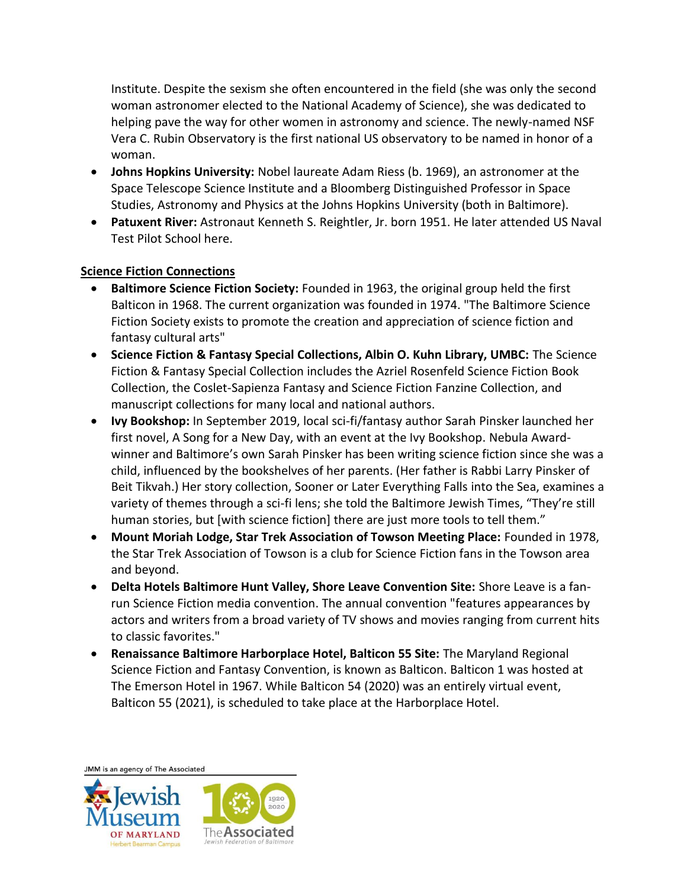Institute. Despite the sexism she often encountered in the field (she was only the second woman astronomer elected to the National Academy of Science), she was dedicated to helping pave the way for other women in astronomy and science. The newly-named NSF Vera C. Rubin Observatory is the first national US observatory to be named in honor of a woman.

- **Johns Hopkins University:** Nobel laureate Adam Riess (b. 1969), an astronomer at the Space Telescope Science Institute and a Bloomberg Distinguished Professor in Space Studies, Astronomy and Physics at the Johns Hopkins University (both in Baltimore).
- **Patuxent River:** Astronaut Kenneth S. Reightler, Jr. born 1951. He later attended US Naval Test Pilot School here.

**Science Fiction Connections**

- **Baltimore Science Fiction Society:** Founded in 1963, the original group held the first Balticon in 1968. The current organization was founded in 1974. "The Baltimore Science Fiction Society exists to promote the creation and appreciation of science fiction and fantasy cultural arts"
- **Science Fiction & Fantasy Special Collections, Albin O. Kuhn Library, UMBC:** The Science Fiction & Fantasy Special Collection includes the Azriel Rosenfeld Science Fiction Book Collection, the Coslet-Sapienza Fantasy and Science Fiction Fanzine Collection, and manuscript collections for many local and national authors.
- **Ivy Bookshop:** In September 2019, local sci-fi/fantasy author Sarah Pinsker launched her first novel, A Song for a New Day, with an event at the Ivy Bookshop. Nebula Award-winner and Baltimore's own Sarah Pinsker has been writing science fiction since she was a child, influenced by the bookshelves of her parents. (Her father is Rabbi Larry Pinsker of Beit Tikvah.) Her story collection, Sooner or Later Everything Falls into the Sea, examines a variety of themes through a sci-fi lens; she told the Baltimore Jewish Times, "They're still human stories, but [with science fiction] there are just more tools to tell them."
- **Mount Moriah Lodge, Star Trek Association of Towson Meeting Place:** Founded in 1978, the Star Trek Association of Towson is a club for Science Fiction fans in the Towson area and beyond.
- **Delta Hotels Baltimore Hunt Valley, Shore Leave Convention Site:** Shore Leave is a fan-run Science Fiction media convention. The annual convention "features appearances by actors and writers from a broad variety of TV shows and movies ranging from current hits to classic favorites."
- **Renaissance Baltimore Harborplace Hotel, Balticon 55 Site:** The Maryland Regional Science Fiction and Fantasy Convention, is known as Balticon. Balticon 1 was hosted at The Emerson Hotel in 1967. While Balticon 54 (2020) was an entirely virtual event, Balticon 55 (2021), is scheduled to take place at the Harborplace Hotel.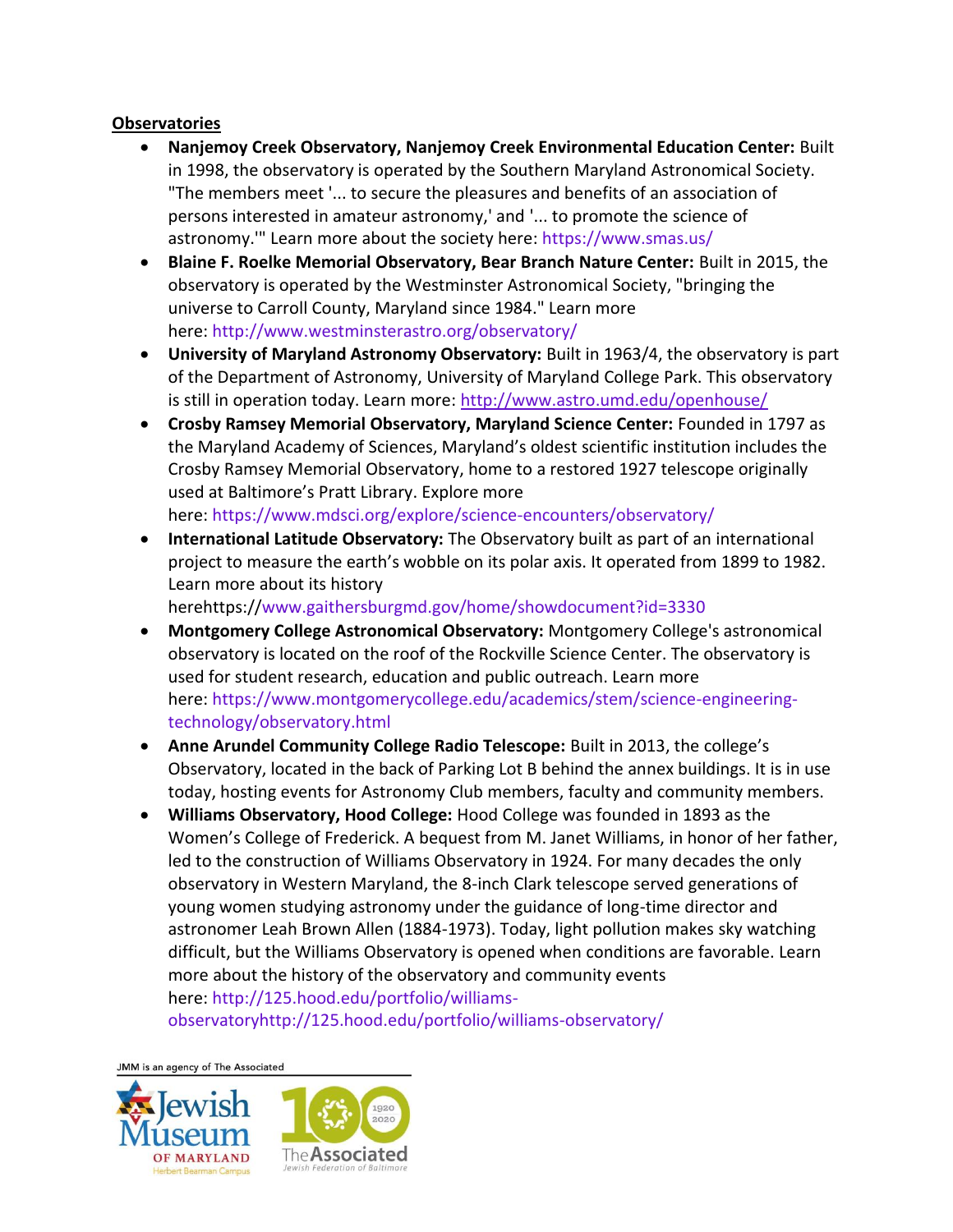**Observatories**

- **Nanjemoy Creek Observatory, Nanjemoy Creek Environmental Education Center:** Built in 1998, the observatory is operated by the Southern Maryland Astronomical Society. "The members meet '... to secure the pleasures and benefits of an association of persons interested in amateur astronomy,' and '... to promote the science of astronomy.'" Learn more about the society here: https://www.smas.us/
- **Blaine F. Roelke Memorial Observatory, Bear Branch Nature Center:** Built in 2015, the observatory is operated by the Westminster Astronomical Society, "bringing the universe to Carroll County, Maryland since 1984." Learn more here: http://www.westminsterastro.org/observatory/
- **University of Maryland Astronomy Observatory:** Built in 1963/4, the observatory is part of the Department of Astronomy, University of Maryland College Park. This observatory is still in operation today. Learn more: http://www.astro.umd.edu/openhouse/
- **Crosby Ramsey Memorial Observatory, Maryland Science Center:** Founded in 1797 as the Maryland Academy of Sciences, Maryland's oldest scientific institution includes the Crosby Ramsey Memorial Observatory, home to a restored 1927 telescope originally used at Baltimore's Pratt Library. Explore more here: https://www.mdsci.org/explore/science-encounters/observatory/
- **International Latitude Observatory:** The Observatory built as part of an international project to measure the earth's wobble on its polar axis. It operated from 1899 to 1982. Learn more about its history herehttps://www.gaithersburgmd.gov/home/showdocument?id=3330
- **Montgomery College Astronomical Observatory:** Montgomery College's astronomical observatory is located on the roof of the Rockville Science Center. The observatory is used for student research, education and public outreach. Learn more here: https://www.montgomerycollege.edu/academics/stem/science-engineering-technology/observatory.html
- **Anne Arundel Community College Radio Telescope:** Built in 2013, the college's Observatory, located in the back of Parking Lot B behind the annex buildings. It is in use today, hosting events for Astronomy Club members, faculty and community members.
- **Williams Observatory, Hood College:** Hood College was founded in 1893 as the Women's College of Frederick. A bequest from M. Janet Williams, in honor of her father, led to the construction of Williams Observatory in 1924. For many decades the only observatory in Western Maryland, the 8-inch Clark telescope served generations of young women studying astronomy under the guidance of long-time director and astronomer Leah Brown Allen (1884-1973). Today, light pollution makes sky watching difficult, but the Williams Observatory is opened when conditions are favorable. Learn more about the history of the observatory and community events here: http://125.hood.edu/portfolio/williams-observatoryhttp://125.hood.edu/portfolio/williams-observatory/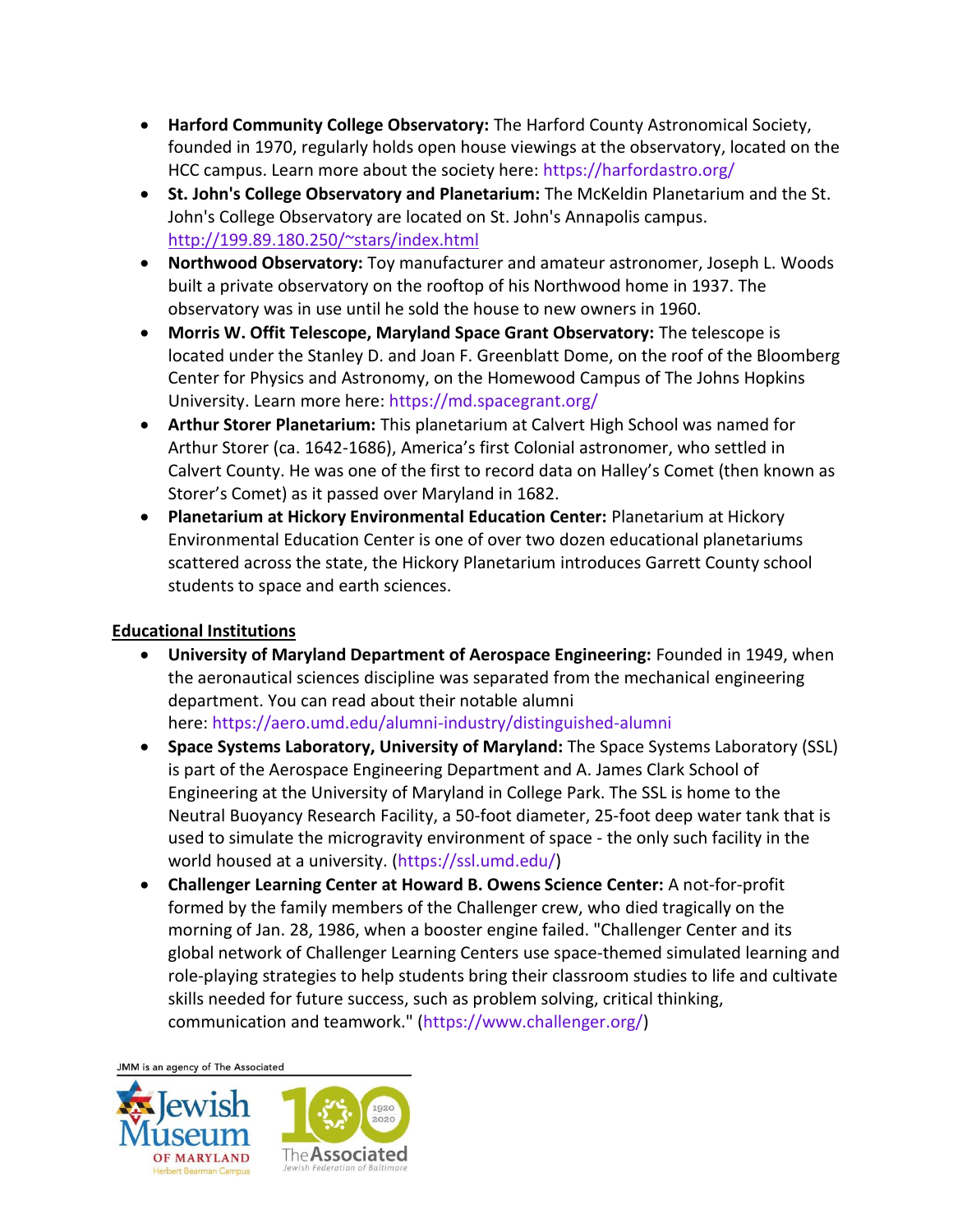- **Harford Community College Observatory:** The Harford County Astronomical Society, founded in 1970, regularly holds open house viewings at the observatory, located on the HCC campus. Learn more about the society here: https://harfordastro.org/
- **St. John's College Observatory and Planetarium:** The McKeldin Planetarium and the St. John's College Observatory are located on St. John's Annapolis campus. http://199.89.180.250/~stars/index.html
- **Northwood Observatory:** Toy manufacturer and amateur astronomer, Joseph L. Woods built a private observatory on the rooftop of his Northwood home in 1937. The observatory was in use until he sold the house to new owners in 1960.
- **Morris W. Offit Telescope, Maryland Space Grant Observatory:** The telescope is located under the Stanley D. and Joan F. Greenblatt Dome, on the roof of the Bloomberg Center for Physics and Astronomy, on the Homewood Campus of The Johns Hopkins University. Learn more here: https://md.spacegrant.org/
- **Arthur Storer Planetarium:** This planetarium at Calvert High School was named for Arthur Storer (ca. 1642-1686), America's first Colonial astronomer, who settled in Calvert County. He was one of the first to record data on Halley's Comet (then known as Storer's Comet) as it passed over Maryland in 1682.
- **Planetarium at Hickory Environmental Education Center:** Planetarium at Hickory Environmental Education Center is one of over two dozen educational planetariums scattered across the state, the Hickory Planetarium introduces Garrett County school students to space and earth sciences.

## Educational Institutions

- **University of Maryland Department of Aerospace Engineering:** Founded in 1949, when the aeronautical sciences discipline was separated from the mechanical engineering department. You can read about their notable alumni here: https://aero.umd.edu/alumni-industry/distinguished-alumni
- **Space Systems Laboratory, University of Maryland:** The Space Systems Laboratory (SSL) is part of the Aerospace Engineering Department and A. James Clark School of Engineering at the University of Maryland in College Park. The SSL is home to the Neutral Buoyancy Research Facility, a 50-foot diameter, 25-foot deep water tank that is used to simulate the microgravity environment of space - the only such facility in the world housed at a university. (https://ssl.umd.edu/)
- **Challenger Learning Center at Howard B. Owens Science Center:** A not-for-profit formed by the family members of the Challenger crew, who died tragically on the morning of Jan. 28, 1986, when a booster engine failed. "Challenger Center and its global network of Challenger Learning Centers use space-themed simulated learning and role-playing strategies to help students bring their classroom studies to life and cultivate skills needed for future success, such as problem solving, critical thinking, communication and teamwork." (https://www.challenger.org/)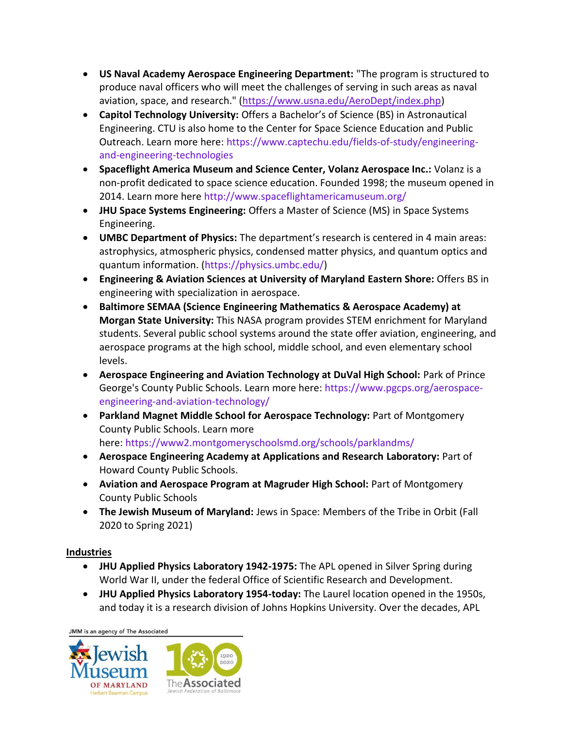- **US Naval Academy Aerospace Engineering Department:** "The program is structured to produce naval officers who will meet the challenges of serving in such areas as naval aviation, space, and research." (https://www.usna.edu/AeroDept/index.php)
- **Capitol Technology University:** Offers a Bachelor's of Science (BS) in Astronautical Engineering. CTU is also home to the Center for Space Science Education and Public Outreach. Learn more here: https://www.captechu.edu/fields-of-study/engineering-and-engineering-technologies
- **Spaceflight America Museum and Science Center, Volanz Aerospace Inc.:** Volanz is a non-profit dedicated to space science education. Founded 1998; the museum opened in 2014. Learn more here http://www.spaceflightamericamuseum.org/
- **JHU Space Systems Engineering:** Offers a Master of Science (MS) in Space Systems Engineering.
- **UMBC Department of Physics:** The department's research is centered in 4 main areas: astrophysics, atmospheric physics, condensed matter physics, and quantum optics and quantum information. (https://physics.umbc.edu/)
- **Engineering & Aviation Sciences at University of Maryland Eastern Shore:** Offers BS in engineering with specialization in aerospace.
- **Baltimore SEMAA (Science Engineering Mathematics & Aerospace Academy) at Morgan State University:** This NASA program provides STEM enrichment for Maryland students. Several public school systems around the state offer aviation, engineering, and aerospace programs at the high school, middle school, and even elementary school levels.
- **Aerospace Engineering and Aviation Technology at DuVal High School:** Park of Prince George's County Public Schools. Learn more here: https://www.pgcps.org/aerospace-engineering-and-aviation-technology/
- **Parkland Magnet Middle School for Aerospace Technology:** Part of Montgomery County Public Schools. Learn more here: https://www2.montgomeryschoolsmd.org/schools/parklandms/
- **Aerospace Engineering Academy at Applications and Research Laboratory:** Part of Howard County Public Schools.
- **Aviation and Aerospace Program at Magruder High School:** Part of Montgomery County Public Schools
- **The Jewish Museum of Maryland:** Jews in Space: Members of the Tribe in Orbit (Fall 2020 to Spring 2021)

**Industries**

- **JHU Applied Physics Laboratory 1942-1975:** The APL opened in Silver Spring during World War II, under the federal Office of Scientific Research and Development.
- **JHU Applied Physics Laboratory 1954-today:** The Laurel location opened in the 1950s, and today it is a research division of Johns Hopkins University. Over the decades, APL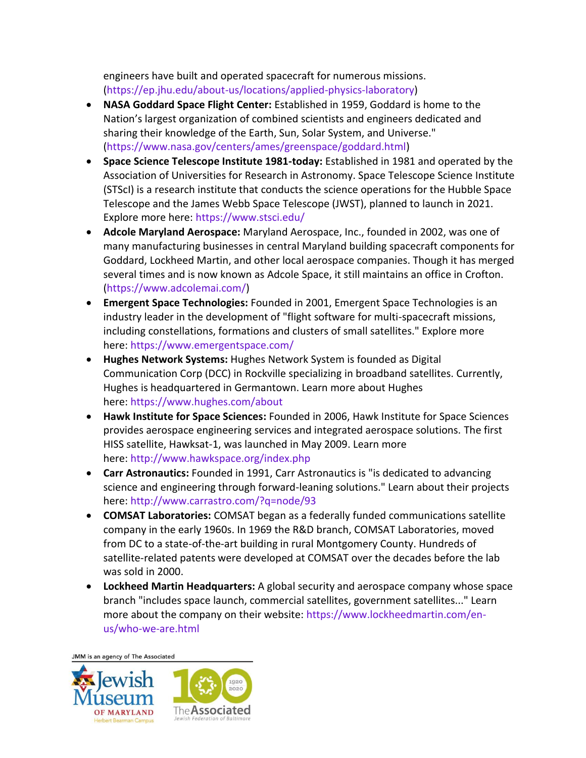engineers have built and operated spacecraft for numerous missions. (https://ep.jhu.edu/about-us/locations/applied-physics-laboratory)

- **NASA Goddard Space Flight Center:** Established in 1959, Goddard is home to the Nation's largest organization of combined scientists and engineers dedicated and sharing their knowledge of the Earth, Sun, Solar System, and Universe." (https://www.nasa.gov/centers/ames/greenspace/goddard.html)
- **Space Science Telescope Institute 1981-today:** Established in 1981 and operated by the Association of Universities for Research in Astronomy. Space Telescope Science Institute (STScI) is a research institute that conducts the science operations for the Hubble Space Telescope and the James Webb Space Telescope (JWST), planned to launch in 2021. Explore more here: https://www.stsci.edu/
- **Adcole Maryland Aerospace:** Maryland Aerospace, Inc., founded in 2002, was one of many manufacturing businesses in central Maryland building spacecraft components for Goddard, Lockheed Martin, and other local aerospace companies. Though it has merged several times and is now known as Adcole Space, it still maintains an office in Crofton. (https://www.adcolemai.com/)
- **Emergent Space Technologies:** Founded in 2001, Emergent Space Technologies is an industry leader in the development of "flight software for multi-spacecraft missions, including constellations, formations and clusters of small satellites." Explore more here: https://www.emergentspace.com/
- **Hughes Network Systems:** Hughes Network System is founded as Digital Communication Corp (DCC) in Rockville specializing in broadband satellites. Currently, Hughes is headquartered in Germantown. Learn more about Hughes here: https://www.hughes.com/about
- **Hawk Institute for Space Sciences:** Founded in 2006, Hawk Institute for Space Sciences provides aerospace engineering services and integrated aerospace solutions. The first HISS satellite, Hawksat-1, was launched in May 2009. Learn more here: http://www.hawkspace.org/index.php
- **Carr Astronautics:** Founded in 1991, Carr Astronautics is "is dedicated to advancing science and engineering through forward-leaning solutions." Learn about their projects here: http://www.carrastro.com/?q=node/93
- **COMSAT Laboratories:** COMSAT began as a federally funded communications satellite company in the early 1960s. In 1969 the R&D branch, COMSAT Laboratories, moved from DC to a state-of-the-art building in rural Montgomery County. Hundreds of satellite-related patents were developed at COMSAT over the decades before the lab was sold in 2000.
- **Lockheed Martin Headquarters:** A global security and aerospace company whose space branch "includes space launch, commercial satellites, government satellites..." Learn more about the company on their website: https://www.lockheedmartin.com/en-us/who-we-are.html

JMM is an agency of The Associated

Jewish Museum OF MARYLAND Herbert Bearman Campus

1920 2020 The Associated Jewish Federation of Baltimore